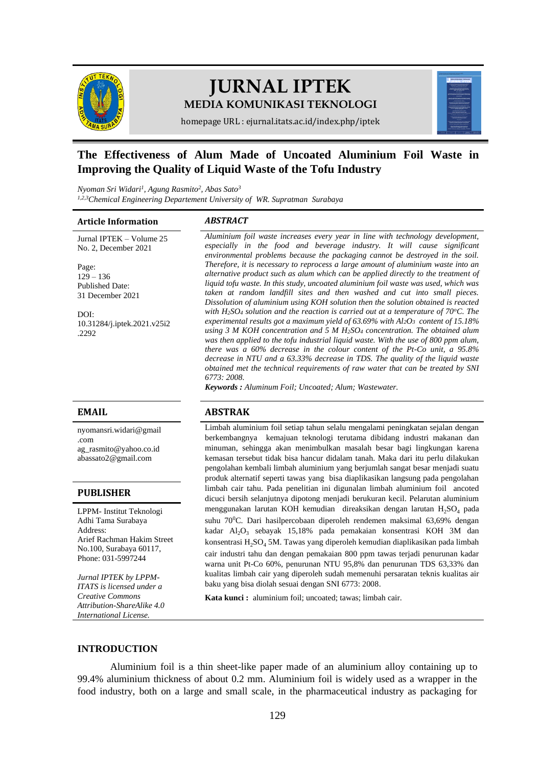# JURNAL IPTEK

## MEDIA KOMUNIKASI TEKNOLOGI

homepage URL : ejurnal.itats.ac.id/index.php/iptek

# The Effectiveness of Alum Made of Uncoated Aluminium Foil Waste in Improving the Quality of Liquid Waste of the Tofu Industry

*Nyoman Sri Widari[1], Agung Rasmito[2], Abas Sato[3]*
*[1,2,3]Chemical Engineering Departement University of WR. Supratman Surabaya*

### Article Information

Jurnal IPTEK – Volume 25 No. 2, December 2021

Page:
129 – 136
Published Date:
31 December 2021

DOI:
10.31284/j.iptek.2021.v25i2.2292

### *ABSTRACT*

*Aluminium foil waste increases every year in line with technology development, especially in the food and beverage industry. It will cause significant environmental problems because the packaging cannot be destroyed in the soil. Therefore, it is necessary to reprocess a large amount of aluminium waste into an alternative product such as alum which can be applied directly to the treatment of liquid tofu waste. In this study, uncoated aluminium foil waste was used, which was taken at random landfill sites and then washed and cut into small pieces. Dissolution of aluminium using KOH solution then the solution obtained is reacted with $H_2SO_4$ solution and the reaction is carried out at a temperature of 70°C. The experimental results got a maximum yield of 63.69% with $Al_2O_3$ content of 15.18% using 3 M KOH concentration and 5 M $H_2SO_4$ concentration. The obtained alum was then applied to the tofu industrial liquid waste. With the use of 800 ppm alum, there was a 60% decrease in the colour content of the Pt-Co unit, a 95.8% decrease in NTU and a 63.33% decrease in TDS. The quality of the liquid waste obtained met the technical requirements of raw water that can be treated by SNI 6773: 2008.*

***Keywords :*** *Aluminum Foil; Uncoated; Alum; Wastewater.*

### EMAIL

nyomansri.widari@gmail.com
ag_rasmito@yahoo.co.id
abassato2@gmail.com

### PUBLISHER

LPPM- Institut Teknologi Adhi Tama Surabaya
Address:
Arief Rachman Hakim Street No.100, Surabaya 60117,
Phone: 031-5997244

*Jurnal IPTEK by LPPM-ITATS is licensed under a Creative Commons Attribution-ShareAlike 4.0 International License.*

### ABSTRAK

Limbah aluminium foil setiap tahun selalu mengalami peningkatan sejalan dengan berkembangnya kemajuan teknologi terutama dibidang industri makanan dan minuman, sehingga akan menimbulkan masalah besar bagi lingkungan karena kemasan tersebut tidak bisa hancur didalam tanah. Maka dari itu perlu dilakukan pengolahan kembali limbah aluminium yang berjumlah sangat besar menjadi suatu produk alternatif seperti tawas yang bisa diaplikasikan langsung pada pengolahan limbah cair tahu. Pada penelitian ini digunalan limbah aluminium foil ancoted dicuci bersih selanjutnya dipotong menjadi berukuran kecil. Pelarutan aluminium menggunakan larutan KOH kemudian direaksikan dengan larutan $H_2SO_4$ pada suhu 70$^0$C. Dari hasilpercobaan diperoleh rendemen maksimal 63,69% dengan kadar $Al_2O_3$ sebayak 15,18% pada pemakaian konsentrasi KOH 3M dan konsentrasi $H_2SO_4$ 5M. Tawas yang diperoleh kemudian diaplikasikan pada limbah cair industri tahu dan dengan pemakaian 800 ppm tawas terjadi penurunan kadar warna unit Pt-Co 60%, penurunan NTU 95,8% dan penurunan TDS 63,33% dan kualitas limbah cair yang diperoleh sudah memenuhi persaratan teknis kualitas air baku yang bisa diolah sesuai dengan SNI 6773: 2008.

**Kata kunci :** aluminium foil; uncoated; tawas; limbah cair.

## INTRODUCTION

Aluminium foil is a thin sheet-like paper made of an aluminium alloy containing up to 99.4% aluminium thickness of about 0.2 mm. Aluminium foil is widely used as a wrapper in the food industry, both on a large and small scale, in the pharmaceutical industry as packaging for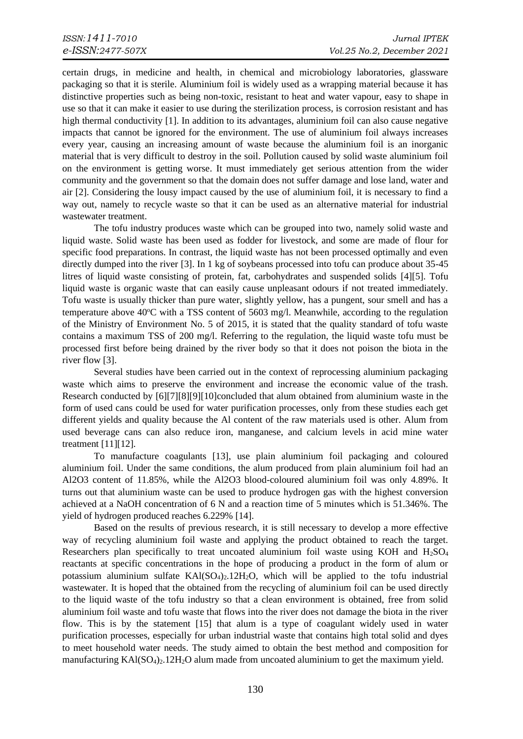certain drugs, in medicine and health, in chemical and microbiology laboratories, glassware packaging so that it is sterile. Aluminium foil is widely used as a wrapping material because it has distinctive properties such as being non-toxic, resistant to heat and water vapour, easy to shape in use so that it can make it easier to use during the sterilization process, is corrosion resistant and has high thermal conductivity [1]. In addition to its advantages, aluminium foil can also cause negative impacts that cannot be ignored for the environment. The use of aluminium foil always increases every year, causing an increasing amount of waste because the aluminium foil is an inorganic material that is very difficult to destroy in the soil. Pollution caused by solid waste aluminium foil on the environment is getting worse. It must immediately get serious attention from the wider community and the government so that the domain does not suffer damage and lose land, water and air [2]. Considering the lousy impact caused by the use of aluminium foil, it is necessary to find a way out, namely to recycle waste so that it can be used as an alternative material for industrial wastewater treatment.

The tofu industry produces waste which can be grouped into two, namely solid waste and liquid waste. Solid waste has been used as fodder for livestock, and some are made of flour for specific food preparations. In contrast, the liquid waste has not been processed optimally and even directly dumped into the river [3]. In 1 kg of soybeans processed into tofu can produce about 35-45 litres of liquid waste consisting of protein, fat, carbohydrates and suspended solids [4][5]. Tofu liquid waste is organic waste that can easily cause unpleasant odours if not treated immediately. Tofu waste is usually thicker than pure water, slightly yellow, has a pungent, sour smell and has a temperature above 40°C with a TSS content of 5603 mg/l. Meanwhile, according to the regulation of the Ministry of Environment No. 5 of 2015, it is stated that the quality standard of tofu waste contains a maximum TSS of 200 mg/l. Referring to the regulation, the liquid waste tofu must be processed first before being drained by the river body so that it does not poison the biota in the river flow [3].

Several studies have been carried out in the context of reprocessing aluminium packaging waste which aims to preserve the environment and increase the economic value of the trash. Research conducted by [6][7][8][9][10]concluded that alum obtained from aluminium waste in the form of used cans could be used for water purification processes, only from these studies each get different yields and quality because the Al content of the raw materials used is other. Alum from used beverage cans can also reduce iron, manganese, and calcium levels in acid mine water treatment [11][12].

To manufacture coagulants [13], use plain aluminium foil packaging and coloured aluminium foil. Under the same conditions, the alum produced from plain aluminium foil had an Al2O3 content of 11.85%, while the Al2O3 blood-coloured aluminium foil was only 4.89%. It turns out that aluminium waste can be used to produce hydrogen gas with the highest conversion achieved at a NaOH concentration of 6 N and a reaction time of 5 minutes which is 51.346%. The yield of hydrogen produced reaches 6.229% [14].

Based on the results of previous research, it is still necessary to develop a more effective way of recycling aluminium foil waste and applying the product obtained to reach the target. Researchers plan specifically to treat uncoated aluminium foil waste using KOH and $H_2SO_4$ reactants at specific concentrations in the hope of producing a product in the form of alum or potassium aluminium sulfate $KAl(SO_4)_2.12H_2O$, which will be applied to the tofu industrial wastewater. It is hoped that the obtained from the recycling of aluminium foil can be used directly to the liquid waste of the tofu industry so that a clean environment is obtained, free from solid aluminium foil waste and tofu waste that flows into the river does not damage the biota in the river flow. This is by the statement [15] that alum is a type of coagulant widely used in water purification processes, especially for urban industrial waste that contains high total solid and dyes to meet household water needs. The study aimed to obtain the best method and composition for manufacturing $KAl(SO_4)_2.12H_2O$ alum made from uncoated aluminium to get the maximum yield.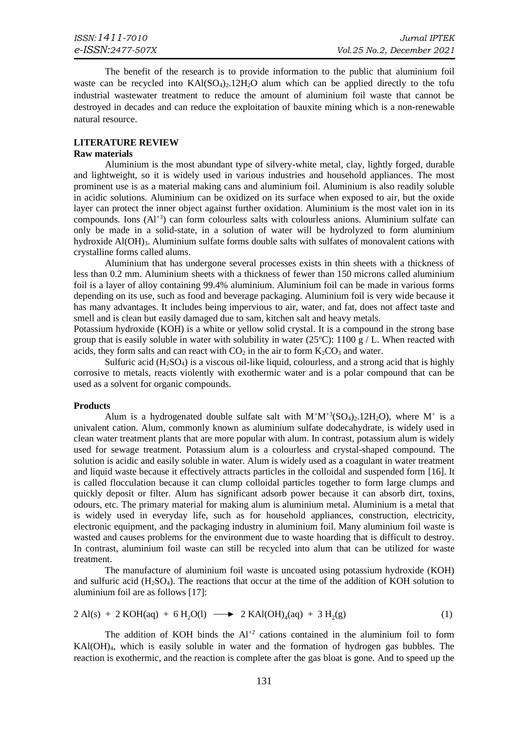The benefit of the research is to provide information to the public that aluminium foil waste can be recycled into $KAl(SO_4)_2.12H_2O$ alum which can be applied directly to the tofu industrial wastewater treatment to reduce the amount of aluminium foil waste that cannot be destroyed in decades and can reduce the exploitation of bauxite mining which is a non-renewable natural resource.

## LITERATURE REVIEW

### Raw materials

Aluminium is the most abundant type of silvery-white metal, clay, lightly forged, durable and lightweight, so it is widely used in various industries and household appliances. The most prominent use is as a material making cans and aluminium foil. Aluminium is also readily soluble in acidic solutions. Aluminium can be oxidized on its surface when exposed to air, but the oxide layer can protect the inner object against further oxidation. Aluminium is the most valet ion in its compounds. Ions ($Al^{+3}$) can form colourless salts with colourless anions. Aluminium sulfate can only be made in a solid-state, in a solution of water will be hydrolyzed to form aluminium hydroxide $Al(OH)_3$. Aluminium sulfate forms double salts with sulfates of monovalent cations with crystalline forms called alums.

Aluminium that has undergone several processes exists in thin sheets with a thickness of less than 0.2 mm. Aluminium sheets with a thickness of fewer than 150 microns called aluminium foil is a layer of alloy containing 99.4% aluminium. Aluminium foil can be made in various forms depending on its use, such as food and beverage packaging. Aluminium foil is very wide because it has many advantages. It includes being impervious to air, water, and fat, does not affect taste and smell and is clean but easily damaged due to sam, kitchen salt and heavy metals.

Potassium hydroxide (KOH) is a white or yellow solid crystal. It is a compound in the strong base group that is easily soluble in water with solubility in water (25°C): 1100 g / L. When reacted with acids, they form salts and can react with $CO_2$ in the air to form $K_2CO_3$ and water.

Sulfuric acid ($H_2SO_4$) is a viscous oil-like liquid, colourless, and a strong acid that is highly corrosive to metals, reacts violently with exothermic water and is a polar compound that can be used as a solvent for organic compounds.

### Products

Alum is a hydrogenated double sulfate salt with $M^+M^{+3}(SO_4)_2.12H_2O)$, where $M^+$ is a univalent cation. Alum, commonly known as aluminium sulfate dodecahydrate, is widely used in clean water treatment plants that are more popular with alum. In contrast, potassium alum is widely used for sewage treatment. Potassium alum is a colourless and crystal-shaped compound. The solution is acidic and easily soluble in water. Alum is widely used as a coagulant in water treatment and liquid waste because it effectively attracts particles in the colloidal and suspended form [16]. It is called flocculation because it can clump colloidal particles together to form large clumps and quickly deposit or filter. Alum has significant adsorb power because it can absorb dirt, toxins, odours, etc. The primary material for making alum is aluminium metal. Aluminium is a metal that is widely used in everyday life, such as for household appliances, construction, electricity, electronic equipment, and the packaging industry in aluminium foil. Many aluminium foil waste is wasted and causes problems for the environment due to waste hoarding that is difficult to destroy. In contrast, aluminium foil waste can still be recycled into alum that can be utilized for waste treatment.

The manufacture of aluminium foil waste is uncoated using potassium hydroxide (KOH) and sulfuric acid ($H_2SO_4$). The reactions that occur at the time of the addition of KOH solution to aluminium foil are as follows [17]:

$$2\,Al(s) + 2\,KOH(aq) + 6\,H_2O(l) \longrightarrow 2\,KAl(OH)_4(aq) + 3\,H_2(g) \quad (1)$$

The addition of KOH binds the $Al^{+2}$ cations contained in the aluminium foil to form $KAl(OH)_4$, which is easily soluble in water and the formation of hydrogen gas bubbles. The reaction is exothermic, and the reaction is complete after the gas bloat is gone. And to speed up the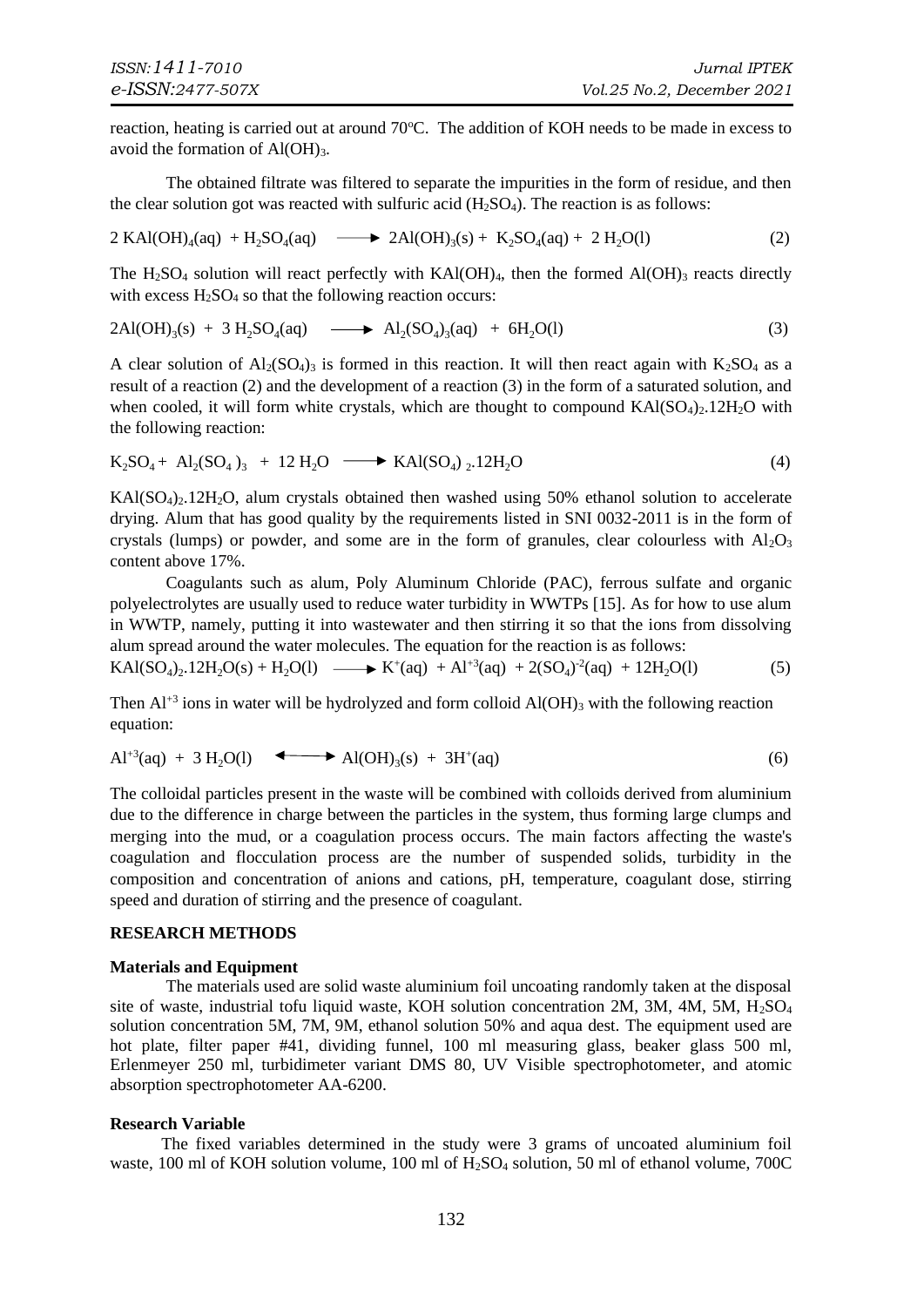reaction, heating is carried out at around 70°C. The addition of KOH needs to be made in excess to avoid the formation of $Al(OH)_3$.

The obtained filtrate was filtered to separate the impurities in the form of residue, and then the clear solution got was reacted with sulfuric acid ($H_2SO_4$). The reaction is as follows:

$$2\ KAl(OH)_4(aq)\ +\ H_2SO_4(aq) \longrightarrow 2Al(OH)_3(s) +\ K_2SO_4(aq) +\ 2\ H_2O(l) \tag{2}$$

The $H_2SO_4$ solution will react perfectly with $KAl(OH)_4$, then the formed $Al(OH)_3$ reacts directly with excess $H_2SO_4$ so that the following reaction occurs:

$$2Al(OH)_3(s)\ +\ 3\ H_2SO_4(aq) \longrightarrow Al_2(SO_4)_3(aq)\ +\ 6H_2O(l) \tag{3}$$

A clear solution of $Al_2(SO_4)_3$ is formed in this reaction. It will then react again with $K_2SO_4$ as a result of a reaction (2) and the development of a reaction (3) in the form of a saturated solution, and when cooled, it will form white crystals, which are thought to compound $KAl(SO_4)_2.12H_2O$ with the following reaction:

$$K_2SO_4 +\ Al_2(SO_4)_3\ +\ 12\ H_2O \longrightarrow KAl(SO_4)_2.12H_2O \tag{4}$$

$KAl(SO_4)_2.12H_2O$, alum crystals obtained then washed using 50% ethanol solution to accelerate drying. Alum that has good quality by the requirements listed in SNI 0032-2011 is in the form of crystals (lumps) or powder, and some are in the form of granules, clear colourless with $Al_2O_3$ content above 17%.

Coagulants such as alum, Poly Aluminum Chloride (PAC), ferrous sulfate and organic polyelectrolytes are usually used to reduce water turbidity in WWTPs [15]. As for how to use alum in WWTP, namely, putting it into wastewater and then stirring it so that the ions from dissolving alum spread around the water molecules. The equation for the reaction is as follows:

$$KAl(SO_4)_2.12H_2O(s) + H_2O(l) \longrightarrow K^+(aq)\ +\ Al^{+3}(aq)\ +\ 2(SO_4)^{-2}(aq)\ +\ 12H_2O(l) \tag{5}$$

Then $Al^{+3}$ ions in water will be hydrolyzed and form colloid $Al(OH)_3$ with the following reaction equation:

$$Al^{+3}(aq)\ +\ 3\ H_2O(l) \longleftrightarrow Al(OH)_3(s)\ +\ 3H^+(aq) \tag{6}$$

The colloidal particles present in the waste will be combined with colloids derived from aluminium due to the difference in charge between the particles in the system, thus forming large clumps and merging into the mud, or a coagulation process occurs. The main factors affecting the waste's coagulation and flocculation process are the number of suspended solids, turbidity in the composition and concentration of anions and cations, pH, temperature, coagulant dose, stirring speed and duration of stirring and the presence of coagulant.

## RESEARCH METHODS

### Materials and Equipment

The materials used are solid waste aluminium foil uncoating randomly taken at the disposal site of waste, industrial tofu liquid waste, KOH solution concentration 2M, 3M, 4M, 5M, $H_2SO_4$ solution concentration 5M, 7M, 9M, ethanol solution 50% and aqua dest. The equipment used are hot plate, filter paper #41, dividing funnel, 100 ml measuring glass, beaker glass 500 ml, Erlenmeyer 250 ml, turbidimeter variant DMS 80, UV Visible spectrophotometer, and atomic absorption spectrophotometer AA-6200.

### Research Variable

The fixed variables determined in the study were 3 grams of uncoated aluminium foil waste, 100 ml of KOH solution volume, 100 ml of $H_2SO_4$ solution, 50 ml of ethanol volume, 700C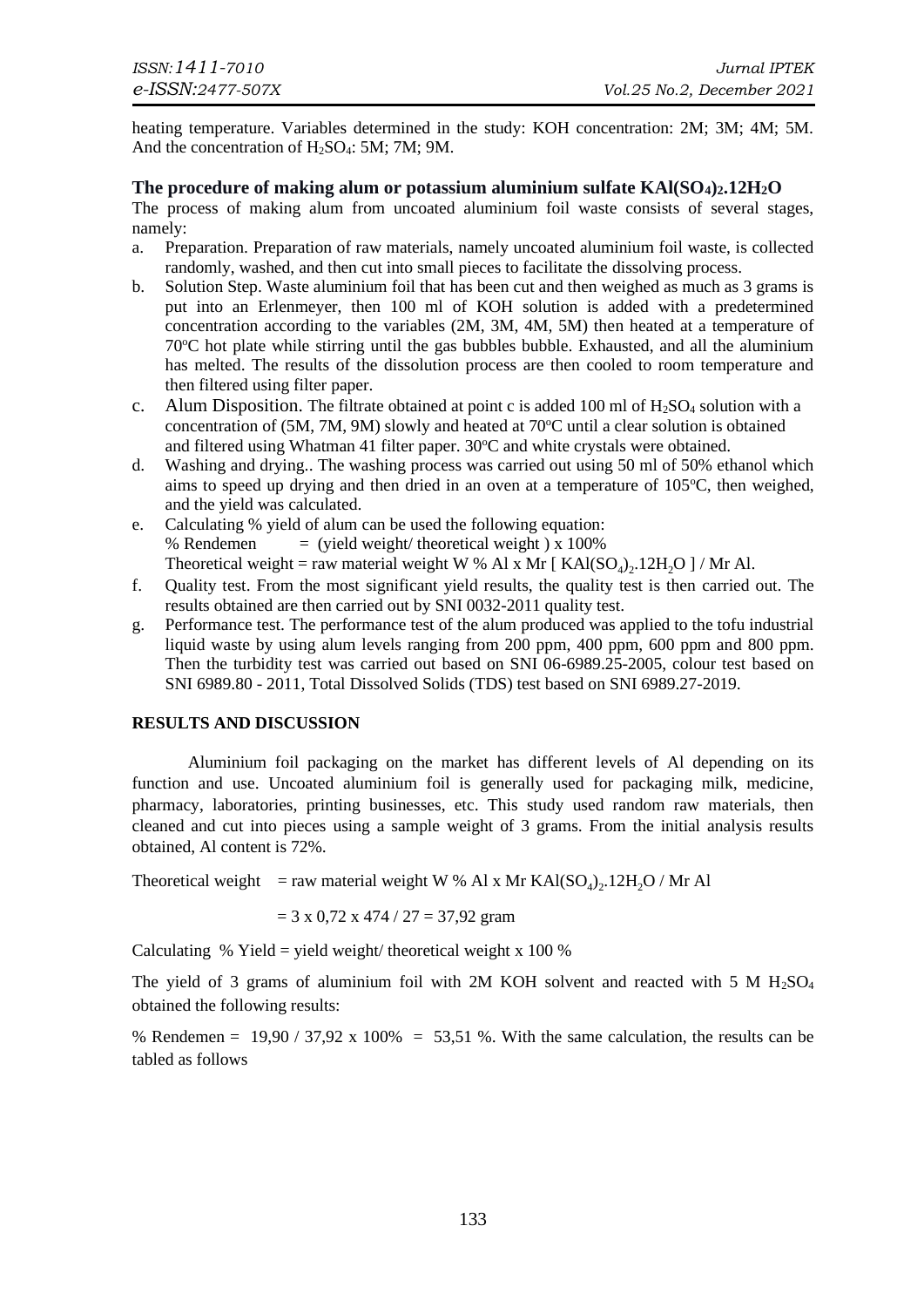heating temperature. Variables determined in the study: KOH concentration: 2M; 3M; 4M; 5M. And the concentration of $H_2SO_4$: 5M; 7M; 9M.

### The procedure of making alum or potassium aluminium sulfate $KAl(SO_4)_2.12H_2O$

The process of making alum from uncoated aluminium foil waste consists of several stages, namely:

a. Preparation. Preparation of raw materials, namely uncoated aluminium foil waste, is collected randomly, washed, and then cut into small pieces to facilitate the dissolving process.
b. Solution Step. Waste aluminium foil that has been cut and then weighed as much as 3 grams is put into an Erlenmeyer, then 100 ml of KOH solution is added with a predetermined concentration according to the variables (2M, 3M, 4M, 5M) then heated at a temperature of 70°C hot plate while stirring until the gas bubbles bubble. Exhausted, and all the aluminium has melted. The results of the dissolution process are then cooled to room temperature and then filtered using filter paper.
c. Alum Disposition. The filtrate obtained at point c is added 100 ml of $H_2SO_4$ solution with a concentration of (5M, 7M, 9M) slowly and heated at 70°C until a clear solution is obtained and filtered using Whatman 41 filter paper. 30°C and white crystals were obtained.
d. Washing and drying.. The washing process was carried out using 50 ml of 50% ethanol which aims to speed up drying and then dried in an oven at a temperature of 105°C, then weighed, and the yield was calculated.
e. Calculating % yield of alum can be used the following equation:
   % Rendemen = (yield weight/ theoretical weight ) x 100%
   Theoretical weight = raw material weight W % Al x Mr [ $KAl(SO_4)_2.12H_2O$ ] / Mr Al.
f. Quality test. From the most significant yield results, the quality test is then carried out. The results obtained are then carried out by SNI 0032-2011 quality test.
g. Performance test. The performance test of the alum produced was applied to the tofu industrial liquid waste by using alum levels ranging from 200 ppm, 400 ppm, 600 ppm and 800 ppm. Then the turbidity test was carried out based on SNI 06-6989.25-2005, colour test based on SNI 6989.80 - 2011, Total Dissolved Solids (TDS) test based on SNI 6989.27-2019.

## RESULTS AND DISCUSSION

Aluminium foil packaging on the market has different levels of Al depending on its function and use. Uncoated aluminium foil is generally used for packaging milk, medicine, pharmacy, laboratories, printing businesses, etc. This study used random raw materials, then cleaned and cut into pieces using a sample weight of 3 grams. From the initial analysis results obtained, Al content is 72%.

Theoretical weight = raw material weight W % Al x Mr $KAl(SO_4)_2.12H_2O$ / Mr Al

$= 3 \times 0,72 \times 474 / 27 = 37,92$ gram

Calculating % Yield = yield weight/ theoretical weight x 100 %

The yield of 3 grams of aluminium foil with 2M KOH solvent and reacted with 5 M $H_2SO_4$ obtained the following results:

% Rendemen = 19,90 / 37,92 x 100% = 53,51 %. With the same calculation, the results can be tabled as follows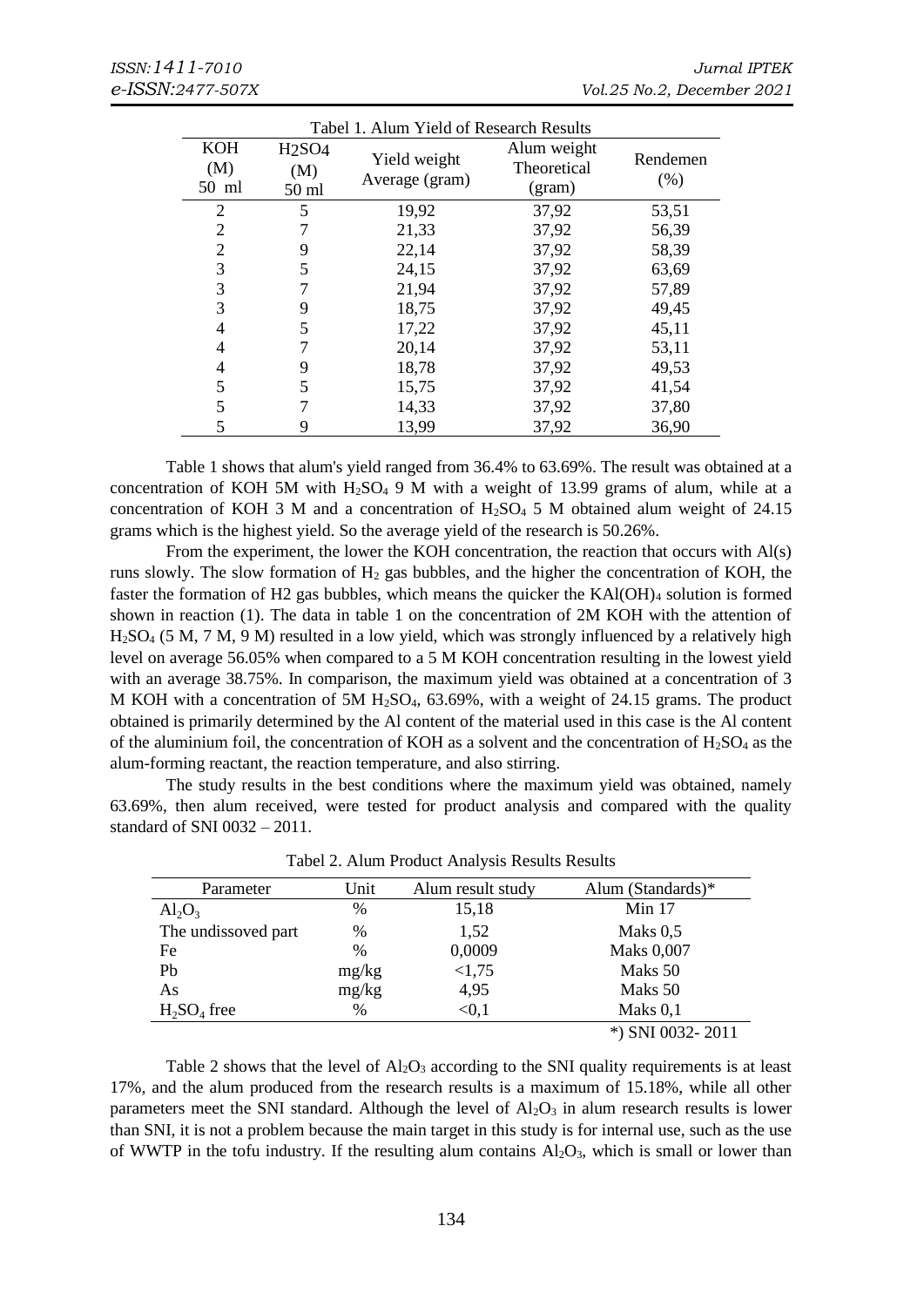Tabel 1. Alum Yield of Research Results

| KOH (M) 50 ml | $H_2SO_4$ (M) 50 ml | Yield weight Average (gram) | Alum weight Theoretical (gram) | Rendemen (%) |
|---|---|---|---|---|
| 2 | 5 | 19,92 | 37,92 | 53,51 |
| 2 | 7 | 21,33 | 37,92 | 56,39 |
| 2 | 9 | 22,14 | 37,92 | 58,39 |
| 3 | 5 | 24,15 | 37,92 | 63,69 |
| 3 | 7 | 21,94 | 37,92 | 57,89 |
| 3 | 9 | 18,75 | 37,92 | 49,45 |
| 4 | 5 | 17,22 | 37,92 | 45,11 |
| 4 | 7 | 20,14 | 37,92 | 53,11 |
| 4 | 9 | 18,78 | 37,92 | 49,53 |
| 5 | 5 | 15,75 | 37,92 | 41,54 |
| 5 | 7 | 14,33 | 37,92 | 37,80 |
| 5 | 9 | 13,99 | 37,92 | 36,90 |

Table 1 shows that alum's yield ranged from 36.4% to 63.69%. The result was obtained at a concentration of KOH 5M with $H_2SO_4$ 9 M with a weight of 13.99 grams of alum, while at a concentration of KOH 3 M and a concentration of $H_2SO_4$ 5 M obtained alum weight of 24.15 grams which is the highest yield. So the average yield of the research is 50.26%.

From the experiment, the lower the KOH concentration, the reaction that occurs with Al(s) runs slowly. The slow formation of $H_2$ gas bubbles, and the higher the concentration of KOH, the faster the formation of H2 gas bubbles, which means the quicker the $KAl(OH)_4$ solution is formed shown in reaction (1). The data in table 1 on the concentration of 2M KOH with the attention of $H_2SO_4$ (5 M, 7 M, 9 M) resulted in a low yield, which was strongly influenced by a relatively high level on average 56.05% when compared to a 5 M KOH concentration resulting in the lowest yield with an average 38.75%. In comparison, the maximum yield was obtained at a concentration of 3 M KOH with a concentration of 5M $H_2SO_4$, 63.69%, with a weight of 24.15 grams. The product obtained is primarily determined by the Al content of the material used in this case is the Al content of the aluminium foil, the concentration of KOH as a solvent and the concentration of $H_2SO_4$ as the alum-forming reactant, the reaction temperature, and also stirring.

The study results in the best conditions where the maximum yield was obtained, namely 63.69%, then alum received, were tested for product analysis and compared with the quality standard of SNI 0032 – 2011.

Tabel 2. Alum Product Analysis Results Results

| Parameter | Unit | Alum result study | Alum (Standards)* |
|---|---|---|---|
| $Al_2O_3$ | % | 15,18 | Min 17 |
| The undissoved part | % | 1,52 | Maks 0,5 |
| Fe | % | 0,0009 | Maks 0,007 |
| Pb | mg/kg | <1,75 | Maks 50 |
| As | mg/kg | 4,95 | Maks 50 |
| $H_2SO_4$ free | % | <0,1 | Maks 0,1 |

*) SNI 0032- 2011

Table 2 shows that the level of $Al_2O_3$ according to the SNI quality requirements is at least 17%, and the alum produced from the research results is a maximum of 15.18%, while all other parameters meet the SNI standard. Although the level of $Al_2O_3$ in alum research results is lower than SNI, it is not a problem because the main target in this study is for internal use, such as the use of WWTP in the tofu industry. If the resulting alum contains $Al_2O_3$, which is small or lower than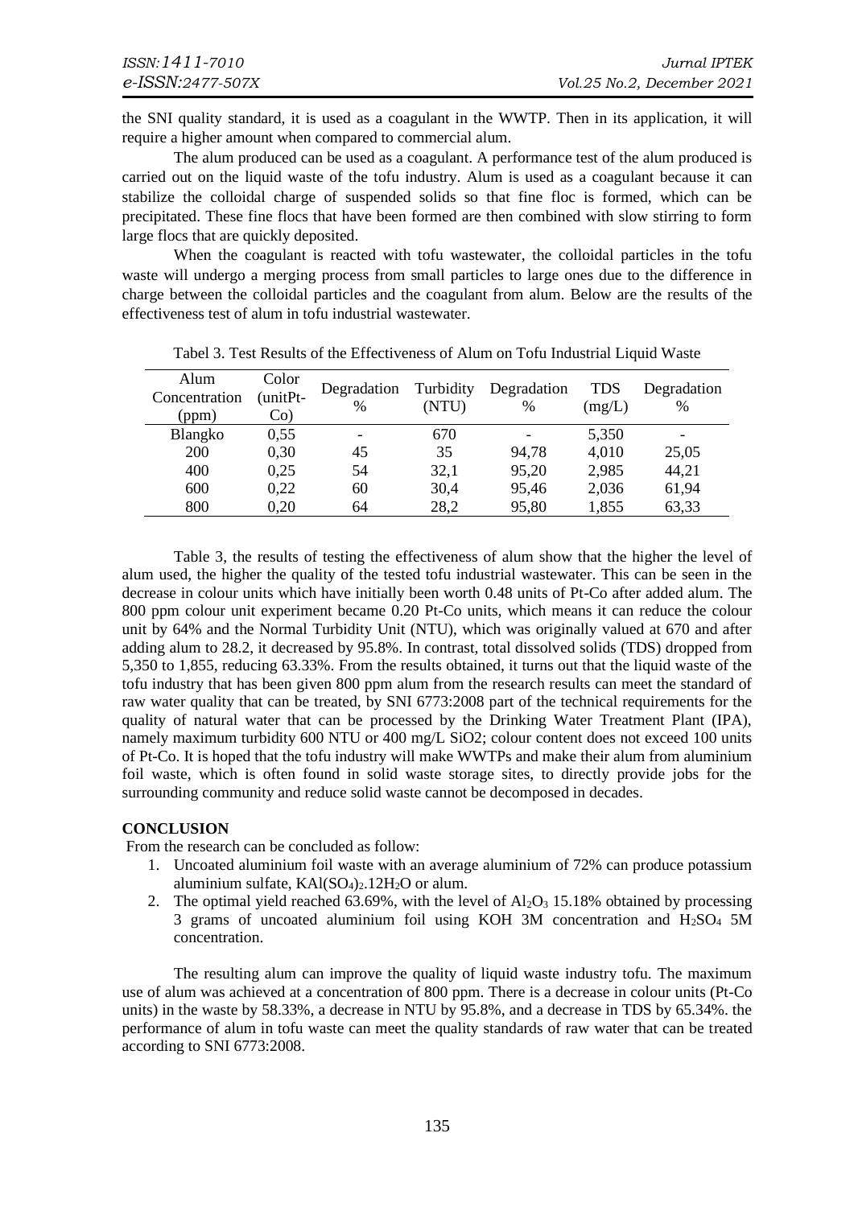the SNI quality standard, it is used as a coagulant in the WWTP. Then in its application, it will require a higher amount when compared to commercial alum.

The alum produced can be used as a coagulant. A performance test of the alum produced is carried out on the liquid waste of the tofu industry. Alum is used as a coagulant because it can stabilize the colloidal charge of suspended solids so that fine floc is formed, which can be precipitated. These fine flocs that have been formed are then combined with slow stirring to form large flocs that are quickly deposited.

When the coagulant is reacted with tofu wastewater, the colloidal particles in the tofu waste will undergo a merging process from small particles to large ones due to the difference in charge between the colloidal particles and the coagulant from alum. Below are the results of the effectiveness test of alum in tofu industrial wastewater.

Tabel 3. Test Results of the Effectiveness of Alum on Tofu Industrial Liquid Waste

| Alum Concentration (ppm) | Color (unitPt-Co) | Degradation % | Turbidity (NTU) | Degradation % | TDS (mg/L) | Degradation % |
|---|---|---|---|---|---|---|
| Blangko | 0,55 | - | 670 | - | 5,350 | - |
| 200 | 0,30 | 45 | 35 | 94,78 | 4,010 | 25,05 |
| 400 | 0,25 | 54 | 32,1 | 95,20 | 2,985 | 44,21 |
| 600 | 0,22 | 60 | 30,4 | 95,46 | 2,036 | 61,94 |
| 800 | 0,20 | 64 | 28,2 | 95,80 | 1,855 | 63,33 |

Table 3, the results of testing the effectiveness of alum show that the higher the level of alum used, the higher the quality of the tested tofu industrial wastewater. This can be seen in the decrease in colour units which have initially been worth 0.48 units of Pt-Co after added alum. The 800 ppm colour unit experiment became 0.20 Pt-Co units, which means it can reduce the colour unit by 64% and the Normal Turbidity Unit (NTU), which was originally valued at 670 and after adding alum to 28.2, it decreased by 95.8%. In contrast, total dissolved solids (TDS) dropped from 5,350 to 1,855, reducing 63.33%. From the results obtained, it turns out that the liquid waste of the tofu industry that has been given 800 ppm alum from the research results can meet the standard of raw water quality that can be treated, by SNI 6773:2008 part of the technical requirements for the quality of natural water that can be processed by the Drinking Water Treatment Plant (IPA), namely maximum turbidity 600 NTU or 400 mg/L $SiO_2$; colour content does not exceed 100 units of Pt-Co. It is hoped that the tofu industry will make WWTPs and make their alum from aluminium foil waste, which is often found in solid waste storage sites, to directly provide jobs for the surrounding community and reduce solid waste cannot be decomposed in decades.

## CONCLUSION

From the research can be concluded as follow:

1. Uncoated aluminium foil waste with an average aluminium of 72% can produce potassium aluminium sulfate, $KAl(SO_4)_2.12H_2O$ or alum.
2. The optimal yield reached 63.69%, with the level of $Al_2O_3$ 15.18% obtained by processing 3 grams of uncoated aluminium foil using KOH 3M concentration and $H_2SO_4$ 5M concentration.

The resulting alum can improve the quality of liquid waste industry tofu. The maximum use of alum was achieved at a concentration of 800 ppm. There is a decrease in colour units (Pt-Co units) in the waste by 58.33%, a decrease in NTU by 95.8%, and a decrease in TDS by 65.34%. the performance of alum in tofu waste can meet the quality standards of raw water that can be treated according to SNI 6773:2008.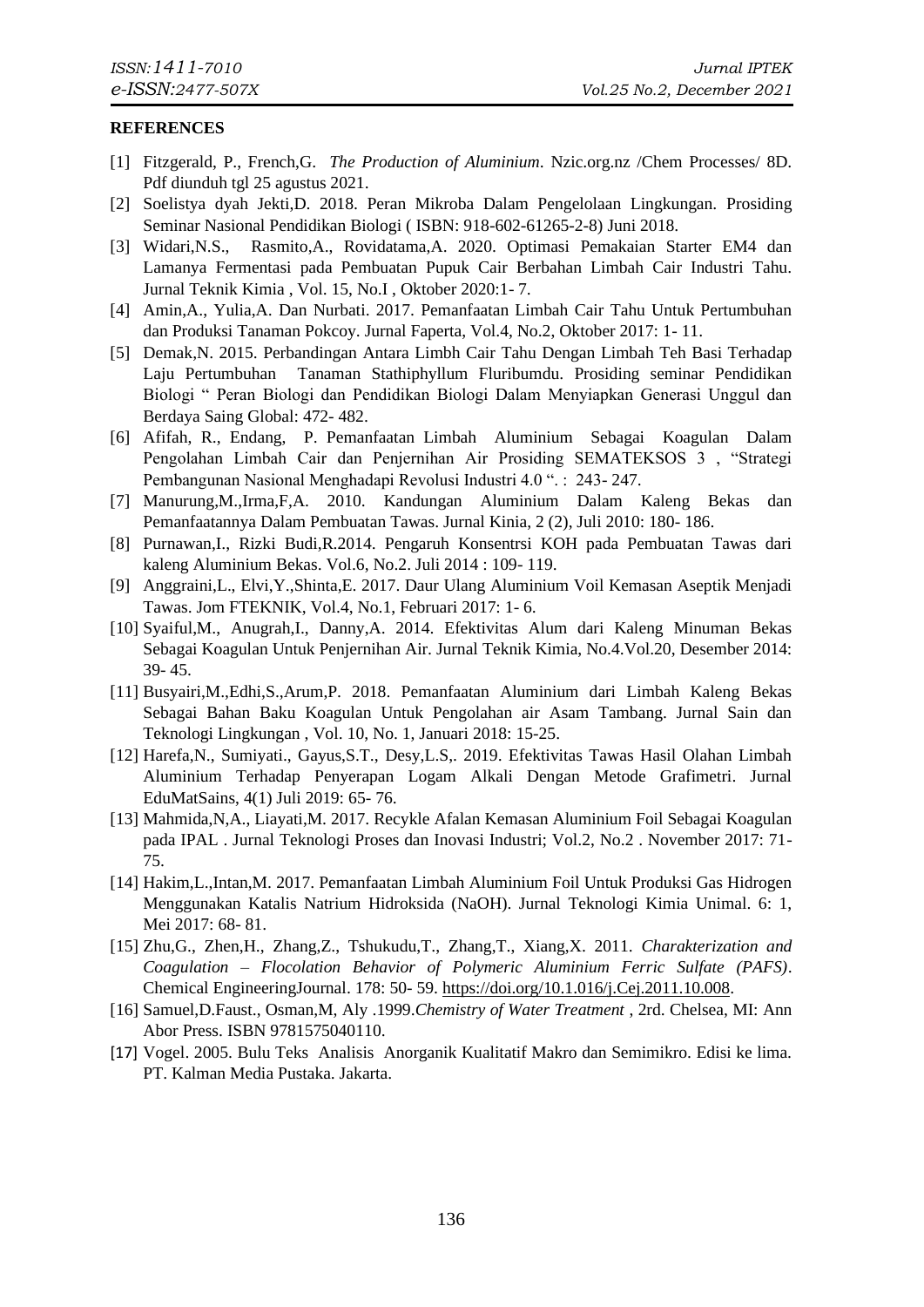**REFERENCES**

[1] Fitzgerald, P., French,G. *The Production of Aluminium*. Nzic.org.nz /Chem Processes/ 8D. Pdf diunduh tgl 25 agustus 2021.

[2] Soelistya dyah Jekti,D. 2018. Peran Mikroba Dalam Pengelolaan Lingkungan. Prosiding Seminar Nasional Pendidikan Biologi ( ISBN: 918-602-61265-2-8) Juni 2018.

[3] Widari,N.S., Rasmito,A., Rovidatama,A. 2020. Optimasi Pemakaian Starter EM4 dan Lamanya Fermentasi pada Pembuatan Pupuk Cair Berbahan Limbah Cair Industri Tahu. Jurnal Teknik Kimia , Vol. 15, No.I , Oktober 2020:1- 7.

[4] Amin,A., Yulia,A. Dan Nurbati. 2017. Pemanfaatan Limbah Cair Tahu Untuk Pertumbuhan dan Produksi Tanaman Pokcoy. Jurnal Faperta, Vol.4, No.2, Oktober 2017: 1- 11.

[5] Demak,N. 2015. Perbandingan Antara Limbh Cair Tahu Dengan Limbah Teh Basi Terhadap Laju Pertumbuhan Tanaman Stathiphyllum Fluribumdu. Prosiding seminar Pendidikan Biologi " Peran Biologi dan Pendidikan Biologi Dalam Menyiapkan Generasi Unggul dan Berdaya Saing Global: 472- 482.

[6] Afifah, R., Endang, P. Pemanfaatan Limbah Aluminium Sebagai Koagulan Dalam Pengolahan Limbah Cair dan Penjernihan Air Prosiding SEMATEKSOS 3 , "Strategi Pembangunan Nasional Menghadapi Revolusi Industri 4.0 ". : 243- 247.

[7] Manurung,M.,Irma,F,A. 2010. Kandungan Aluminium Dalam Kaleng Bekas dan Pemanfaatannya Dalam Pembuatan Tawas. Jurnal Kinia, 2 (2), Juli 2010: 180- 186.

[8] Purnawan,I., Rizki Budi,R.2014. Pengaruh Konsentrsi KOH pada Pembuatan Tawas dari kaleng Aluminium Bekas. Vol.6, No.2. Juli 2014 : 109- 119.

[9] Anggraini,L., Elvi,Y.,Shinta,E. 2017. Daur Ulang Aluminium Voil Kemasan Aseptik Menjadi Tawas. Jom FTEKNIK, Vol.4, No.1, Februari 2017: 1- 6.

[10] Syaiful,M., Anugrah,I., Danny,A. 2014. Efektivitas Alum dari Kaleng Minuman Bekas Sebagai Koagulan Untuk Penjernihan Air. Jurnal Teknik Kimia, No.4.Vol.20, Desember 2014: 39- 45.

[11] Busyairi,M.,Edhi,S.,Arum,P. 2018. Pemanfaatan Aluminium dari Limbah Kaleng Bekas Sebagai Bahan Baku Koagulan Untuk Pengolahan air Asam Tambang. Jurnal Sain dan Teknologi Lingkungan , Vol. 10, No. 1, Januari 2018: 15-25.

[12] Harefa,N., Sumiyati., Gayus,S.T., Desy,L.S,. 2019. Efektivitas Tawas Hasil Olahan Limbah Aluminium Terhadap Penyerapan Logam Alkali Dengan Metode Grafimetri. Jurnal EduMatSains, 4(1) Juli 2019: 65- 76.

[13] Mahmida,N,A., Liayati,M. 2017. Recykle Afalan Kemasan Aluminium Foil Sebagai Koagulan pada IPAL . Jurnal Teknologi Proses dan Inovasi Industri; Vol.2, No.2 . November 2017: 71- 75.

[14] Hakim,L.,Intan,M. 2017. Pemanfaatan Limbah Aluminium Foil Untuk Produksi Gas Hidrogen Menggunakan Katalis Natrium Hidroksida (NaOH). Jurnal Teknologi Kimia Unimal. 6: 1, Mei 2017: 68- 81.

[15] Zhu,G., Zhen,H., Zhang,Z., Tshukudu,T., Zhang,T., Xiang,X. 2011. *Charakterization and Coagulation – Flocolation Behavior of Polymeric Aluminium Ferric Sulfate (PAFS)*. Chemical EngineeringJournal. 178: 50- 59. https://doi.org/10.1016/j.Cej.2011.10.008.

[16] Samuel,D.Faust., Osman,M, Aly .1999.*Chemistry of Water Treatment* , 2rd. Chelsea, MI: Ann Abor Press. ISBN 9781575040110.

[17] Vogel. 2005. Bulu Teks Analisis Anorganik Kualitatif Makro dan Semimikro. Edisi ke lima. PT. Kalman Media Pustaka. Jakarta.